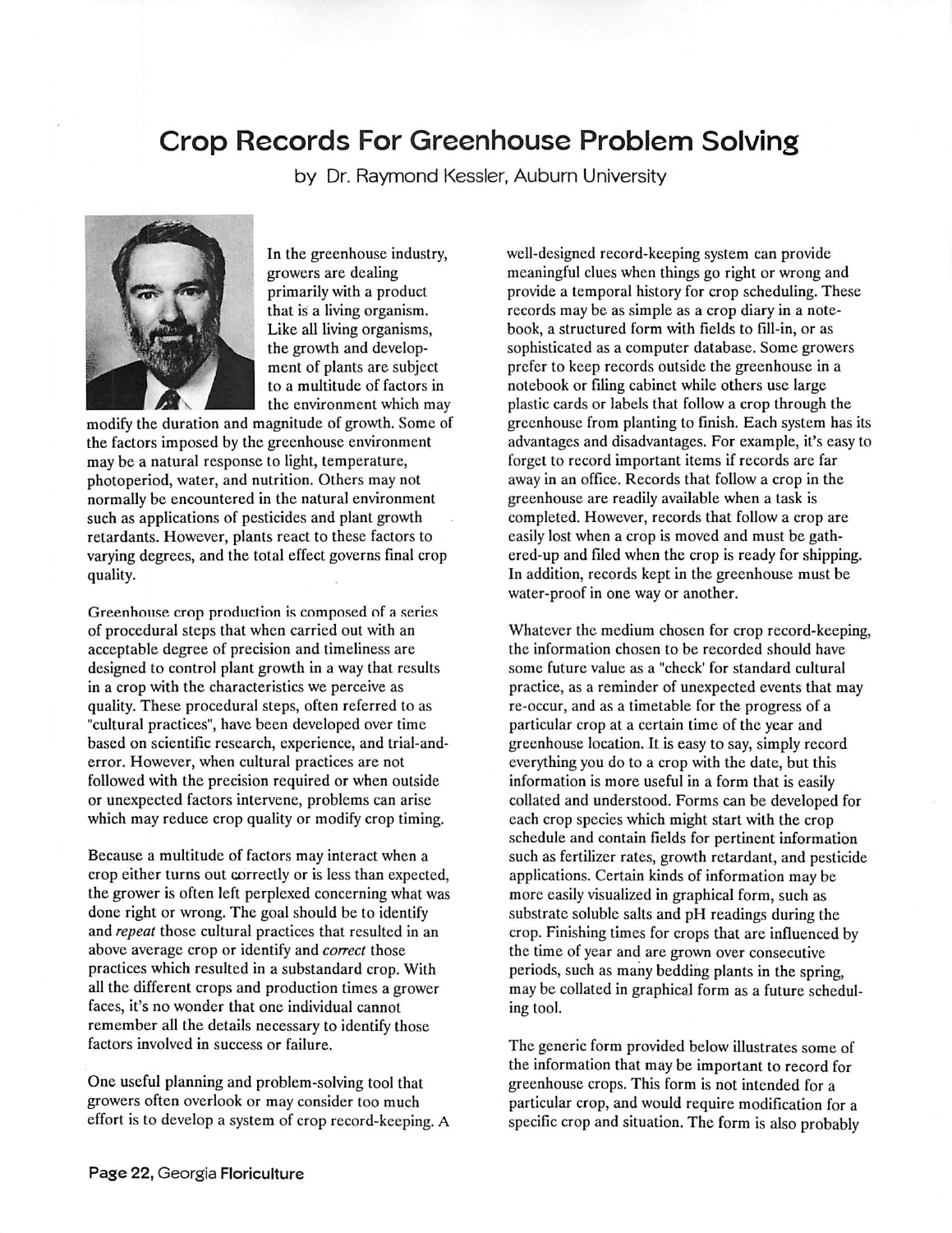# Crop Records For Greenhouse Problem Solving

by Dr. Raymond Kessler, Auburn University

In the greenhouse industry, growers are dealing primarily with a product that is a living organism. Like all living organisms, the growth and development of plants are subject to a multitude of factors in the environment which may modify the duration and magnitude of growth. Some of the factors imposed by the greenhouse environment may be a natural response to light, temperature, photoperiod, water, and nutrition. Others may not normally be encountered in the natural environment such as applications of pesticides and plant growth retardants. However, plants react to these factors to varying degrees, and the total effect governs final crop quality.

Greenhouse crop production is composed of a series of procedural steps that when carried out with an acceptable degree of precision and timeliness are designed to control plant growth in a way that results in a crop with the characteristics we perceive as quality. These procedural steps, often referred to as "cultural practices", have been developed over time based on scientific research, experience, and trial-and-error. However, when cultural practices are not followed with the precision required or when outside or unexpected factors intervene, problems can arise which may reduce crop quality or modify crop timing.

Because a multitude of factors may interact when a crop either turns out correctly or is less than expected, the grower is often left perplexed concerning what was done right or wrong. The goal should be to identify and *repeat* those cultural practices that resulted in an above average crop or identify and *correct* those practices which resulted in a substandard crop. With all the different crops and production times a grower faces, it's no wonder that one individual cannot remember all the details necessary to identify those factors involved in success or failure.

One useful planning and problem-solving tool that growers often overlook or may consider too much effort is to develop a system of crop record-keeping. A well-designed record-keeping system can provide meaningful clues when things go right or wrong and provide a temporal history for crop scheduling. These records may be as simple as a crop diary in a notebook, a structured form with fields to fill-in, or as sophisticated as a computer database. Some growers prefer to keep records outside the greenhouse in a notebook or filing cabinet while others use large plastic cards or labels that follow a crop through the greenhouse from planting to finish. Each system has its advantages and disadvantages. For example, it's easy to forget to record important items if records are far away in an office. Records that follow a crop in the greenhouse are readily available when a task is completed. However, records that follow a crop are easily lost when a crop is moved and must be gathered-up and filed when the crop is ready for shipping. In addition, records kept in the greenhouse must be water-proof in one way or another.

Whatever the medium chosen for crop record-keeping, the information chosen to be recorded should have some future value as a "check' for standard cultural practice, as a reminder of unexpected events that may re-occur, and as a timetable for the progress of a particular crop at a certain time of the year and greenhouse location. It is easy to say, simply record everything you do to a crop with the date, but this information is more useful in a form that is easily collated and understood. Forms can be developed for each crop species which might start with the crop schedule and contain fields for pertinent information such as fertilizer rates, growth retardant, and pesticide applications. Certain kinds of information may be more easily visualized in graphical form, such as substrate soluble salts and pH readings during the crop. Finishing times for crops that are influenced by the time of year and are grown over consecutive periods, such as many bedding plants in the spring, may be collated in graphical form as a future scheduling tool.

The generic form provided below illustrates some of the information that may be important to record for greenhouse crops. This form is not intended for a particular crop, and would require modification for a specific crop and situation. The form is also probably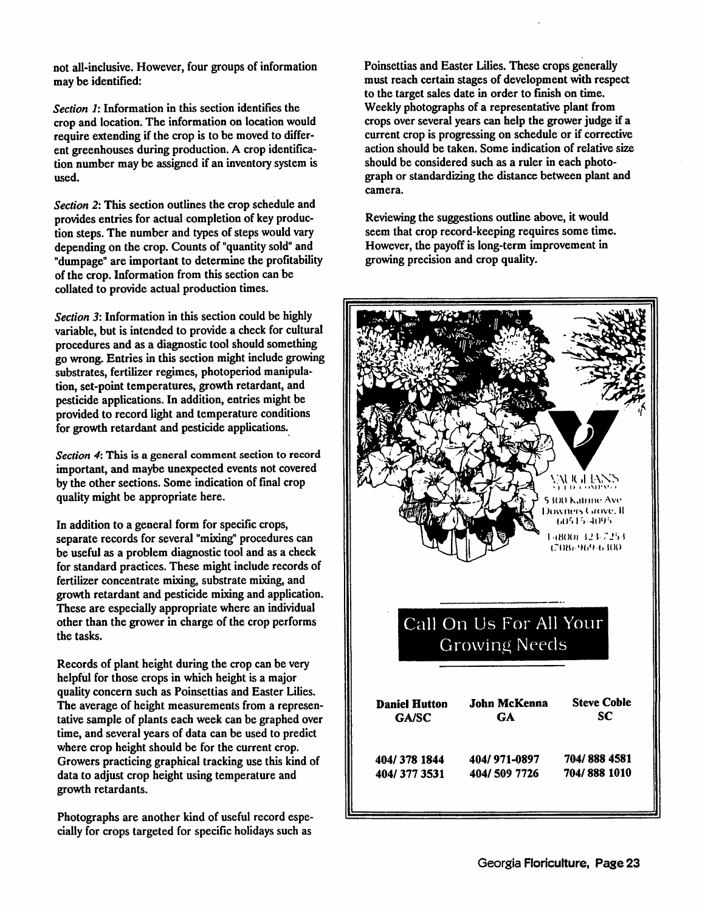not all-inclusive. However, four groups of information may be identified:

*Section 1*: Information in this section identifies the crop and location. The information on location would require extending if the crop is to be moved to different greenhouses during production. A crop identification number may be assigned if an inventory system is used.

*Section 2*: This section outlines the crop schedule and provides entries for actual completion of key production steps. The number and types of steps would vary depending on the crop. Counts of "quantity sold" and "dumpage" are important to determine the profitability of the crop. Information from this section can be collated to provide actual production times.

*Section 3*: Information in this section could be highly variable, but is intended to provide a check for cultural procedures and as a diagnostic tool should something go wrong. Entries in this section might include growing substrates, fertilizer regimes, photoperiod manipulation, set-point temperatures, growth retardant, and pesticide applications. In addition, entries might be provided to record light and temperature conditions for growth retardant and pesticide applications.

*Section 4*: This is a general comment section to record important, and maybe unexpected events not covered by the other sections. Some indication of final crop quality might be appropriate here.

In addition to a general form for specific crops, separate records for several "mixing" procedures can be useful as a problem diagnostic tool and as a check for standard practices. These might include records of fertilizer concentrate mixing, substrate mixing, and growth retardant and pesticide mixing and application. These are especially appropriate where an individual other than the grower in charge of the crop performs the tasks.

Records of plant height during the crop can be very helpful for those crops in which height is a major quality concern such as Poinsettias and Easter Lilies. The average of height measurements from a representative sample of plants each week can be graphed over time, and several years of data can be used to predict where crop height should be for the current crop. Growers practicing graphical tracking use this kind of data to adjust crop height using temperature and growth retardants.

Photographs are another kind of useful record especially for crops targeted for specific holidays such as Poinsettias and Easter Lilies. These crops generally must reach certain stages of development with respect to the target sales date in order to finish on time. Weekly photographs of a representative plant from crops over several years can help the grower judge if a current crop is progressing on schedule or if corrective action should be taken. Some indication of relative size should be considered such as a ruler in each photograph or standardizing the distance between plant and camera.

Reviewing the suggestions outline above, it would seem that crop record-keeping requires some time. However, the payoff is long-term improvement in growing precision and crop quality.

VAUGHAN'S SEED COMPANY
5300 Katrine Ave
Downers Grove, Il
60515-4095
1-(800) 323-7253
(708) 969-6300

**Call On Us For All Your Growing Needs**

| **Daniel Hutton** GA/SC | **John McKenna** GA | **Steve Coble** SC |
|---|---|---|
| 404/ 378 1844 | 404/ 971-0897 | 704/ 888 4581 |
| 404/ 377 3531 | 404/ 509 7726 | 704/ 888 1010 |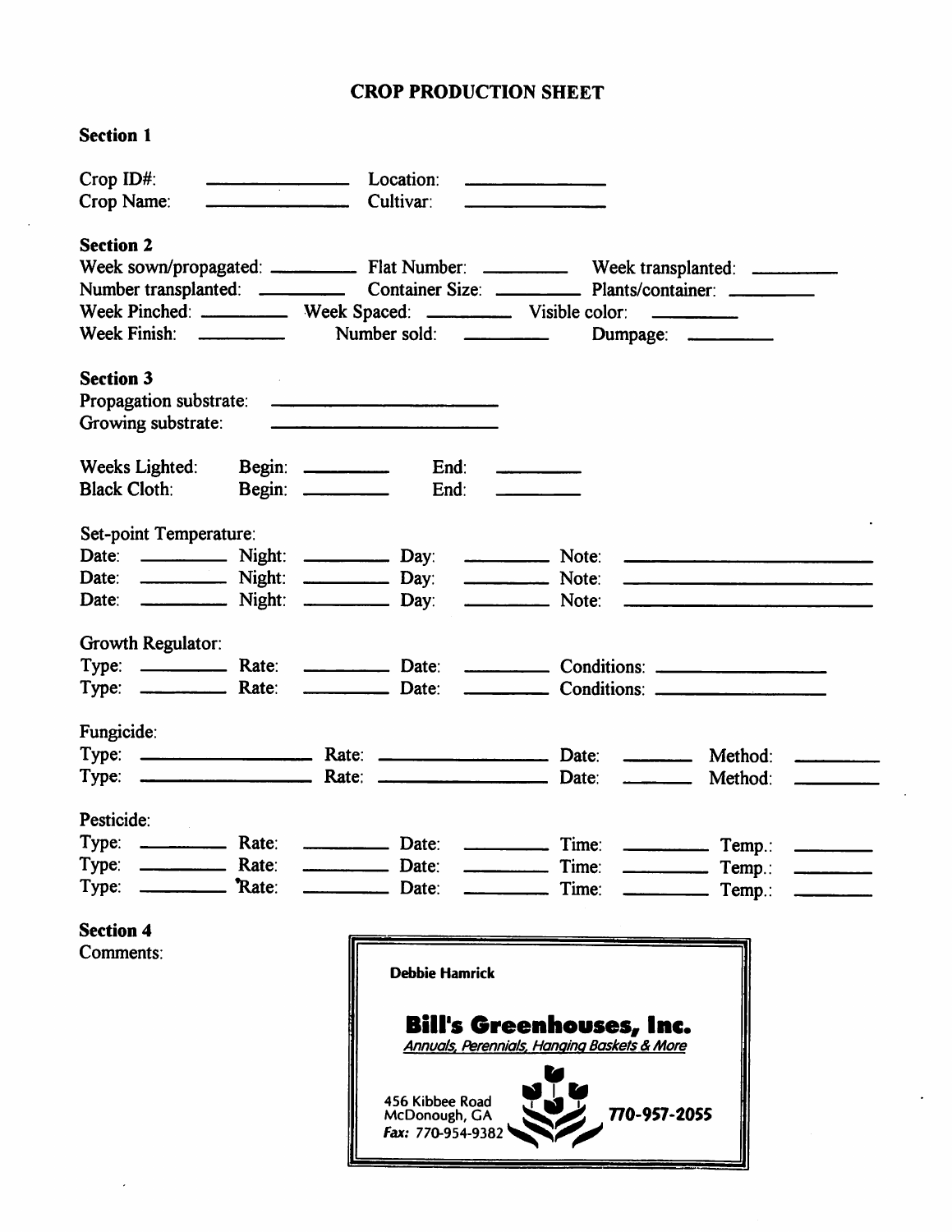# CROP PRODUCTION SHEET

## Section 1

Crop ID#: ______________ Location: ______________
Crop Name: ______________ Cultivar: ______________

## Section 2

Week sown/propagated: ________ Flat Number: ________ Week transplanted: ________
Number transplanted: ________ Container Size: ________ Plants/container: ________
Week Pinched: ________ Week Spaced: ________ Visible color: ________
Week Finish: ________ Number sold: ________ Dumpage: ________

## Section 3

Propagation substrate: ______________________
Growing substrate: ______________________

Weeks Lighted: Begin: ________ End: ________
Black Cloth: Begin: ________ End: ________

Set-point Temperature:
Date: ________ Night: ________ Day: ________ Note: ______________________
Date: ________ Night: ________ Day: ________ Note: ______________________
Date: ________ Night: ________ Day: ________ Note: ______________________

Growth Regulator:
Type: ________ Rate: ________ Date: ________ Conditions: ______________
Type: ________ Rate: ________ Date: ________ Conditions: ______________

Fungicide:
Type: ______________ Rate: ______________ Date: ______ Method: ________
Type: ______________ Rate: ______________ Date: ______ Method: ________

Pesticide:
Type: ________ Rate: ________ Date: ________ Time: ________ Temp.: ________
Type: ________ Rate: ________ Date: ________ Time: ________ Temp.: ________
Type: ________ Rate: ________ Date: ________ Time: ________ Temp.: ________

## Section 4

Comments:

**Debbie Hamrick**

**Bill's Greenhouses, Inc.**
*Annuals, Perennials, Hanging Baskets & More*

456 Kibbee Road
McDonough, GA
*Fax:* 770-954-9382

**770-957-2055**